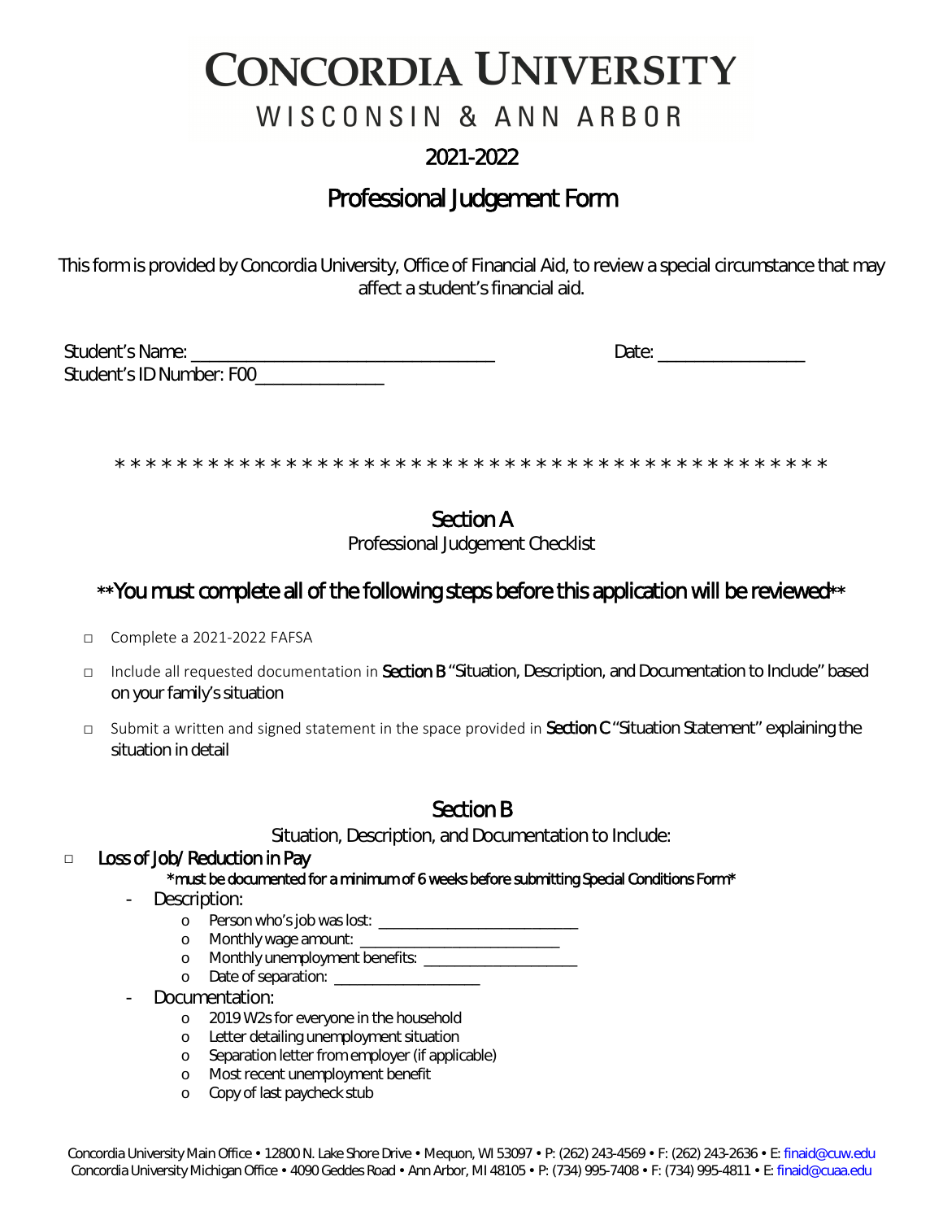# CONCORDIA UNIVERSITY

WISCONSIN & ANN ARBOR

## 2021-2022

## Professional Judgement Form

This form is provided by Concordia University, Office of Financial Aid, to review a special circumstance that may affect a student's financial aid.

Student's Name: ________________________________ Date: ________________

Student's ID Number: F00______________

\* \* \* \* \* \* \* \* \* \* \* \* \* \* \* \* \* \* \* \* \* \* \* \* \* \* \* \* \* \* \* \* \* \* \* \* \* \* \* \* \* \* \* \* \*

## Section A

Professional Judgement Checklist

### **You must complete all of the following steps before this application will be reviewed**

- □ Complete a 2021-2022 FAFSA
- □ Include all requested documentation in **Section B** "Situation, Description, and Documentation to Include" based on your family's situation
- □ Submit a written and signed statement in the space provided in **Section C** "Situation Statement" explaining the situation in detail

## Section B

Situation, Description, and Documentation to Include:

□ **Loss of Job/ Reduction in Pay**

**\*must be documented for a minimum of 6 weeks before submitting Special Conditions Form\***

- Description:
  - o Person who's job was lost: ________________________
  - o Monthly wage amount: ________________________
  - o Monthly unemployment benefits: __________________
  - o Date of separation: ________________
- Documentation:
  - o 2019 W2s for everyone in the household
  - o Letter detailing unemployment situation
  - o Separation letter from employer (if applicable)
  - o Most recent unemployment benefit
  - o Copy of last paycheck stub

Concordia University Main Office • 12800 N. Lake Shore Drive • Mequon, WI 53097 • P: (262) 243-4569 • F: (262) 243-2636 • E: finaid@cuw.edu
Concordia University Michigan Office • 4090 Geddes Road • Ann Arbor, MI 48105 • P: (734) 995-7408 • F: (734) 995-4811 • E: finaid@cuaa.edu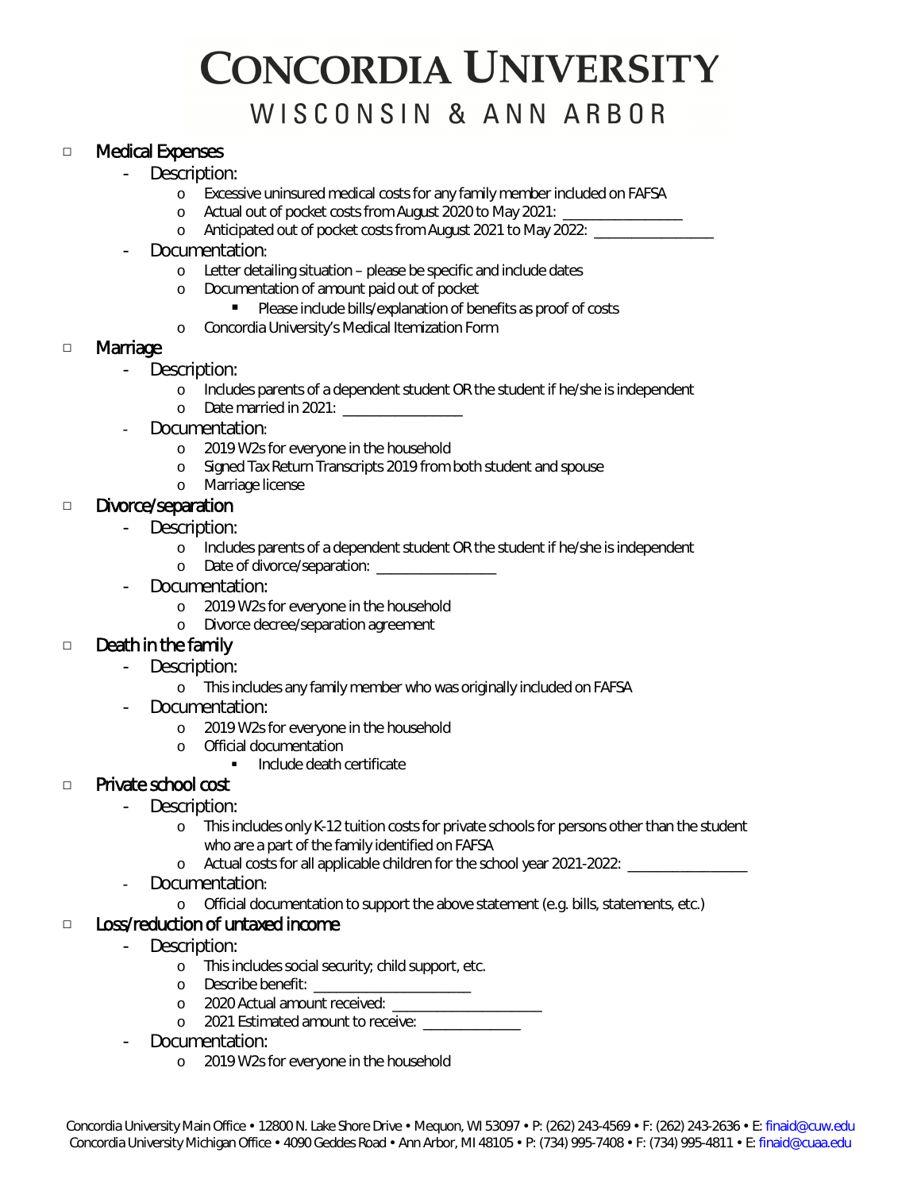# CONCORDIA UNIVERSITY
## WISCONSIN & ANN ARBOR

- ☐ **Medical Expenses**
  - Description:
    - Excessive uninsured medical costs for any family member included on FAFSA
    - Actual out of pocket costs from August 2020 to May 2021: ________________
    - Anticipated out of pocket costs from August 2021 to May 2022: ________________
  - Documentation:
    - Letter detailing situation – please be specific and include dates
    - Documentation of amount paid out of pocket
      - Please include bills/explanation of benefits as proof of costs
    - Concordia University's Medical Itemization Form

- ☐ **Marriage**
  - Description:
    - Includes parents of a dependent student OR the student if he/she is independent
    - Date married in 2021: ________________
  - Documentation:
    - 2019 W2s for everyone in the household
    - Signed Tax Return Transcripts 2019 from both student and spouse
    - Marriage license

- ☐ **Divorce/separation**
  - Description:
    - Includes parents of a dependent student OR the student if he/she is independent
    - Date of divorce/separation: ________________
  - Documentation:
    - 2019 W2s for everyone in the household
    - Divorce decree/separation agreement

- ☐ **Death in the family**
  - Description:
    - This includes any family member who was originally included on FAFSA
  - Documentation:
    - 2019 W2s for everyone in the household
    - Official documentation
      - Include death certificate

- ☐ **Private school cost**
  - Description:
    - This includes only K-12 tuition costs for private schools for persons other than the student who are a part of the family identified on FAFSA
    - Actual costs for all applicable children for the school year 2021-2022: ________________
  - Documentation:
    - Official documentation to support the above statement (e.g. bills, statements, etc.)

- ☐ **Loss/reduction of untaxed income**
  - Description:
    - This includes social security, child support, etc.
    - Describe benefit: ______________________
    - 2020 Actual amount received: ____________________
    - 2021 Estimated amount to receive: ______________
  - Documentation:
    - 2019 W2s for everyone in the household

Concordia University Main Office • 12800 N. Lake Shore Drive • Mequon, WI 53097 • P: (262) 243-4569 • F: (262) 243-2636 • E: finaid@cuw.edu
Concordia University Michigan Office • 4090 Geddes Road • Ann Arbor, MI 48105 • P: (734) 995-7408 • F: (734) 995-4811 • E: finaid@cuaa.edu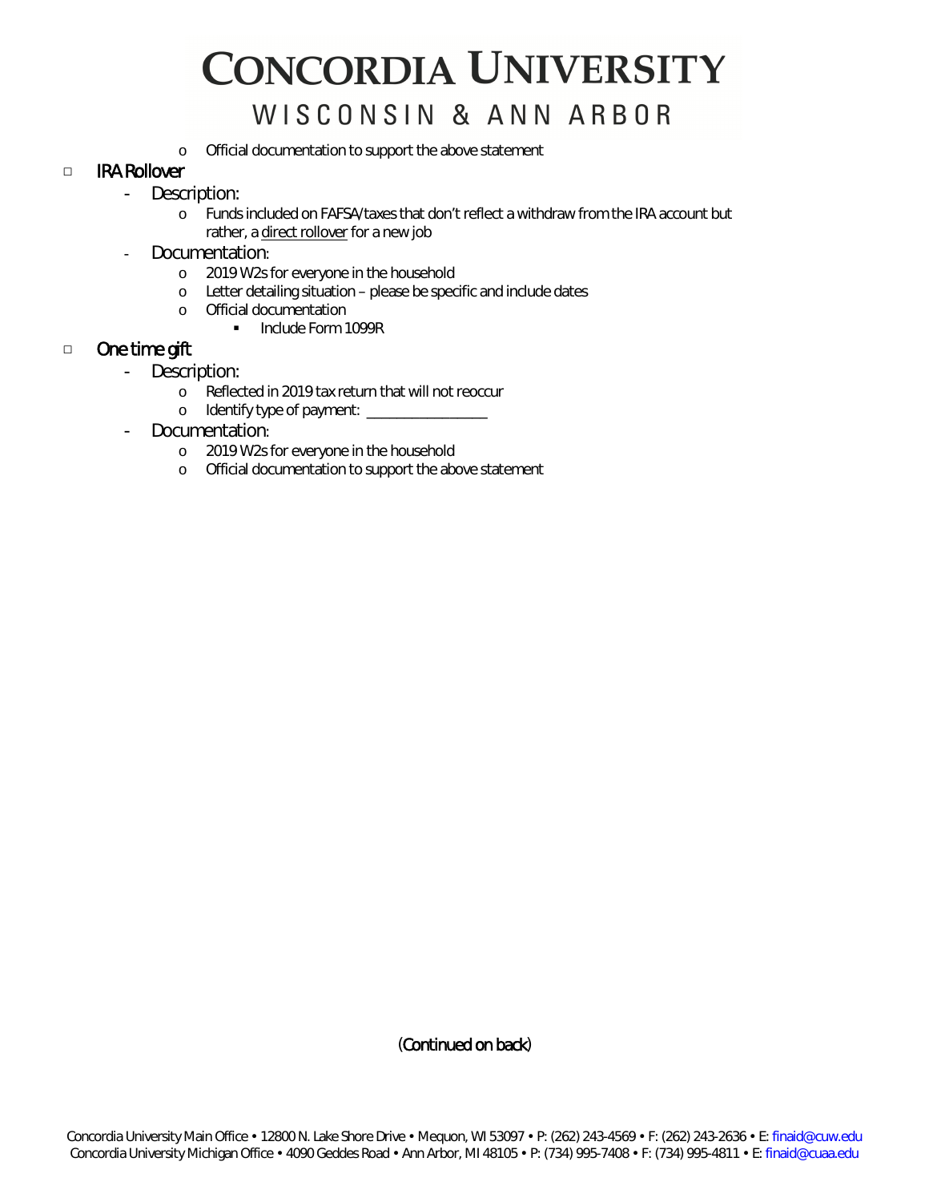# CONCORDIA UNIVERSITY
WISCONSIN & ANN ARBOR

   - Official documentation to support the above statement

□ IRA Rollover
- Description:
   - Funds included on FAFSA/taxes that don't reflect a withdraw from the IRA account but rather, a direct rollover for a new job
- Documentation:
   - 2019 W2s for everyone in the household
   - Letter detailing situation – please be specific and include dates
   - Official documentation
      - Include Form 1099R

□ One time gift
- Description:
   - Reflected in 2019 tax return that will not reoccur
   - Identify type of payment: ________________
- Documentation:
   - 2019 W2s for everyone in the household
   - Official documentation to support the above statement

(Continued on back)

Concordia University Main Office • 12800 N. Lake Shore Drive • Mequon, WI 53097 • P: (262) 243-4569 • F: (262) 243-2636 • E: finaid@cuw.edu
Concordia University Michigan Office • 4090 Geddes Road • Ann Arbor, MI 48105 • P: (734) 995-7408 • F: (734) 995-4811 • E: finaid@cuaa.edu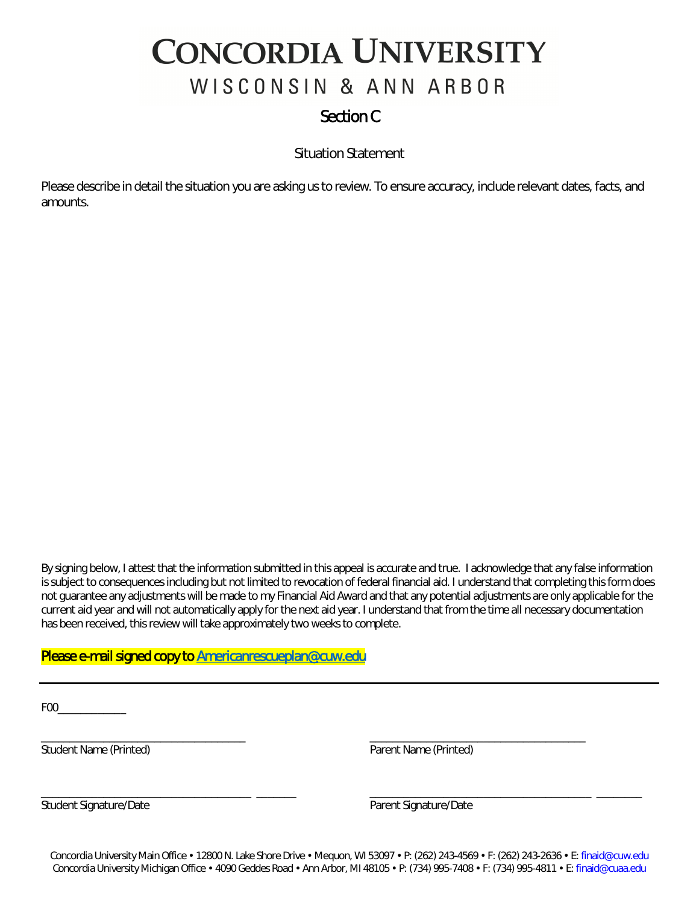# CONCORDIA UNIVERSITY
WISCONSIN & ANN ARBOR

## Section C

Situation Statement

Please describe in detail the situation you are asking us to review. To ensure accuracy, include relevant dates, facts, and amounts.

By signing below, I attest that the information submitted in this appeal is accurate and true. I acknowledge that any false information is subject to consequences including but not limited to revocation of federal financial aid. I understand that completing this form does not guarantee any adjustments will be made to my Financial Aid Award and that any potential adjustments are only applicable for the current aid year and will not automatically apply for the next aid year. I understand that from the time all necessary documentation has been received, this review will take approximately two weeks to complete.

**Please e-mail signed copy to [Americanrescueplan@cuw.edu](mailto:Americanrescueplan@cuw.edu)**

---

F00____________

_____________________________________ Student Name (Printed)

_____________________________________ Parent Name (Printed)

_____________________________________ ________ Student Signature/Date

_____________________________________ ________ Parent Signature/Date

Concordia University Main Office • 12800 N. Lake Shore Drive • Mequon, WI 53097 • P: (262) 243-4569 • F: (262) 243-2636 • E: finaid@cuw.edu
Concordia University Michigan Office • 4090 Geddes Road • Ann Arbor, MI 48105 • P: (734) 995-7408 • F: (734) 995-4811 • E: finaid@cuaa.edu